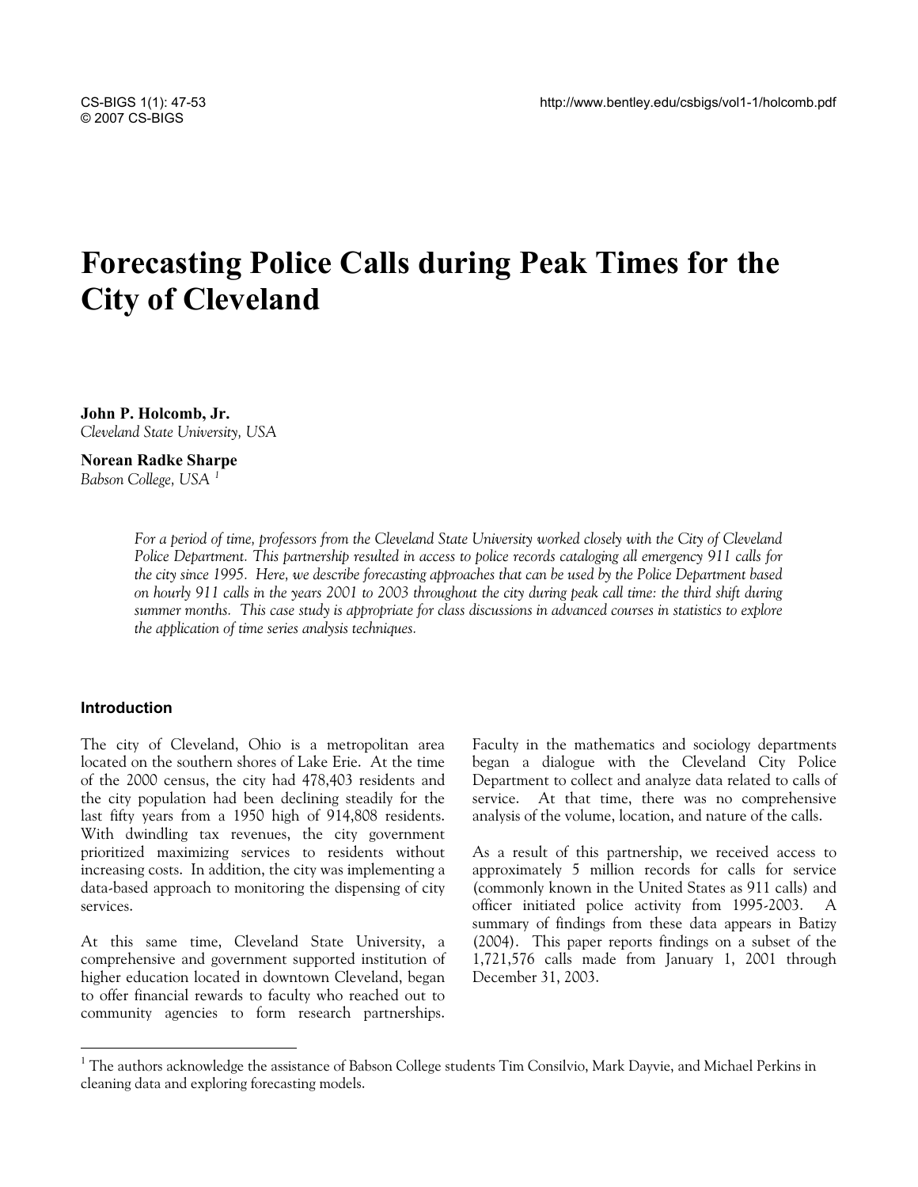# Forecasting Police Calls during Peak Times for the City of Cleveland

**John P. Holcomb, Jr.**
*Cleveland State University, USA*

**Norean Radke Sharpe**
*Babson College, USA* [1]

*For a period of time, professors from the Cleveland State University worked closely with the City of Cleveland Police Department. This partnership resulted in access to police records cataloging all emergency 911 calls for the city since 1995. Here, we describe forecasting approaches that can be used by the Police Department based on hourly 911 calls in the years 2001 to 2003 throughout the city during peak call time: the third shift during summer months. This case study is appropriate for class discussions in advanced courses in statistics to explore the application of time series analysis techniques.*

## Introduction

The city of Cleveland, Ohio is a metropolitan area located on the southern shores of Lake Erie. At the time of the 2000 census, the city had 478,403 residents and the city population had been declining steadily for the last fifty years from a 1950 high of 914,808 residents. With dwindling tax revenues, the city government prioritized maximizing services to residents without increasing costs. In addition, the city was implementing a data-based approach to monitoring the dispensing of city services.

At this same time, Cleveland State University, a comprehensive and government supported institution of higher education located in downtown Cleveland, began to offer financial rewards to faculty who reached out to community agencies to form research partnerships. Faculty in the mathematics and sociology departments began a dialogue with the Cleveland City Police Department to collect and analyze data related to calls of service. At that time, there was no comprehensive analysis of the volume, location, and nature of the calls.

As a result of this partnership, we received access to approximately 5 million records for calls for service (commonly known in the United States as 911 calls) and officer initiated police activity from 1995-2003. A summary of findings from these data appears in Batizy (2004). This paper reports findings on a subset of the 1,721,576 calls made from January 1, 2001 through December 31, 2003.

[1] The authors acknowledge the assistance of Babson College students Tim Consilvio, Mark Dayvie, and Michael Perkins in cleaning data and exploring forecasting models.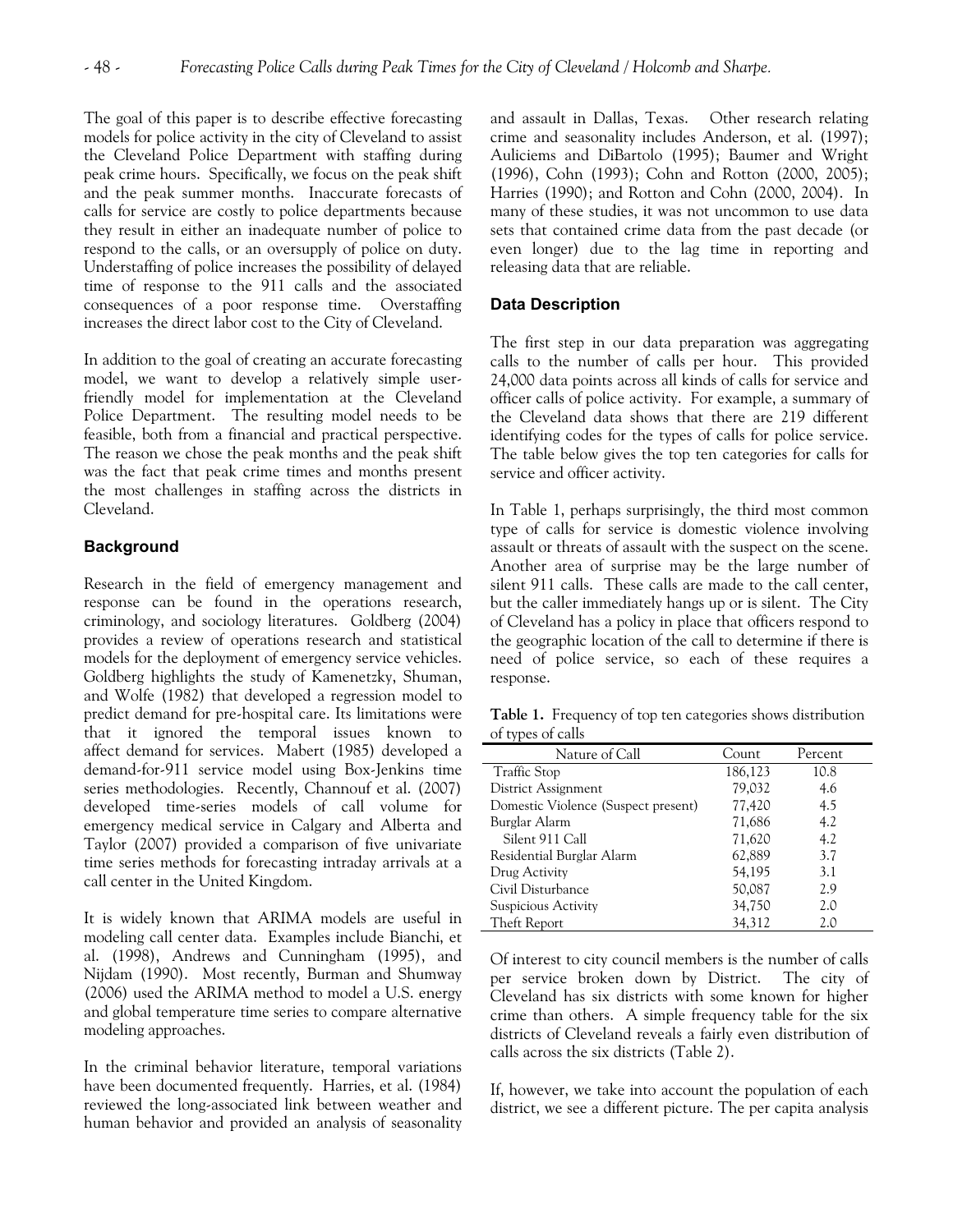The goal of this paper is to describe effective forecasting models for police activity in the city of Cleveland to assist the Cleveland Police Department with staffing during peak crime hours. Specifically, we focus on the peak shift and the peak summer months. Inaccurate forecasts of calls for service are costly to police departments because they result in either an inadequate number of police to respond to the calls, or an oversupply of police on duty. Understaffing of police increases the possibility of delayed time of response to the 911 calls and the associated consequences of a poor response time. Overstaffing increases the direct labor cost to the City of Cleveland.

In addition to the goal of creating an accurate forecasting model, we want to develop a relatively simple user-friendly model for implementation at the Cleveland Police Department. The resulting model needs to be feasible, both from a financial and practical perspective. The reason we chose the peak months and the peak shift was the fact that peak crime times and months present the most challenges in staffing across the districts in Cleveland.

## Background

Research in the field of emergency management and response can be found in the operations research, criminology, and sociology literatures. Goldberg (2004) provides a review of operations research and statistical models for the deployment of emergency service vehicles. Goldberg highlights the study of Kamenetzky, Shuman, and Wolfe (1982) that developed a regression model to predict demand for pre-hospital care. Its limitations were that it ignored the temporal issues known to affect demand for services. Mabert (1985) developed a demand-for-911 service model using Box-Jenkins time series methodologies. Recently, Channouf et al. (2007) developed time-series models of call volume for emergency medical service in Calgary and Alberta and Taylor (2007) provided a comparison of five univariate time series methods for forecasting intraday arrivals at a call center in the United Kingdom.

It is widely known that ARIMA models are useful in modeling call center data. Examples include Bianchi, et al. (1998), Andrews and Cunningham (1995), and Nijdam (1990). Most recently, Burman and Shumway (2006) used the ARIMA method to model a U.S. energy and global temperature time series to compare alternative modeling approaches.

In the criminal behavior literature, temporal variations have been documented frequently. Harries, et al. (1984) reviewed the long-associated link between weather and human behavior and provided an analysis of seasonality and assault in Dallas, Texas. Other research relating crime and seasonality includes Anderson, et al. (1997); Auliciems and DiBartolo (1995); Baumer and Wright (1996), Cohn (1993); Cohn and Rotton (2000, 2005); Harries (1990); and Rotton and Cohn (2000, 2004). In many of these studies, it was not uncommon to use data sets that contained crime data from the past decade (or even longer) due to the lag time in reporting and releasing data that are reliable.

## Data Description

The first step in our data preparation was aggregating calls to the number of calls per hour. This provided 24,000 data points across all kinds of calls for service and officer calls of police activity. For example, a summary of the Cleveland data shows that there are 219 different identifying codes for the types of calls for police service. The table below gives the top ten categories for calls for service and officer activity.

In Table 1, perhaps surprisingly, the third most common type of calls for service is domestic violence involving assault or threats of assault with the suspect on the scene. Another area of surprise may be the large number of silent 911 calls. These calls are made to the call center, but the caller immediately hangs up or is silent. The City of Cleveland has a policy in place that officers respond to the geographic location of the call to determine if there is need of police service, so each of these requires a response.

**Table 1.** Frequency of top ten categories shows distribution of types of calls

| Nature of Call | Count | Percent |
|---|---|---|
| Traffic Stop | 186,123 | 10.8 |
| District Assignment | 79,032 | 4.6 |
| Domestic Violence (Suspect present) | 77,420 | 4.5 |
| Burglar Alarm | 71,686 | 4.2 |
| Silent 911 Call | 71,620 | 4.2 |
| Residential Burglar Alarm | 62,889 | 3.7 |
| Drug Activity | 54,195 | 3.1 |
| Civil Disturbance | 50,087 | 2.9 |
| Suspicious Activity | 34,750 | 2.0 |
| Theft Report | 34,312 | 2.0 |

Of interest to city council members is the number of calls per service broken down by District. The city of Cleveland has six districts with some known for higher crime than others. A simple frequency table for the six districts of Cleveland reveals a fairly even distribution of calls across the six districts (Table 2).

If, however, we take into account the population of each district, we see a different picture. The per capita analysis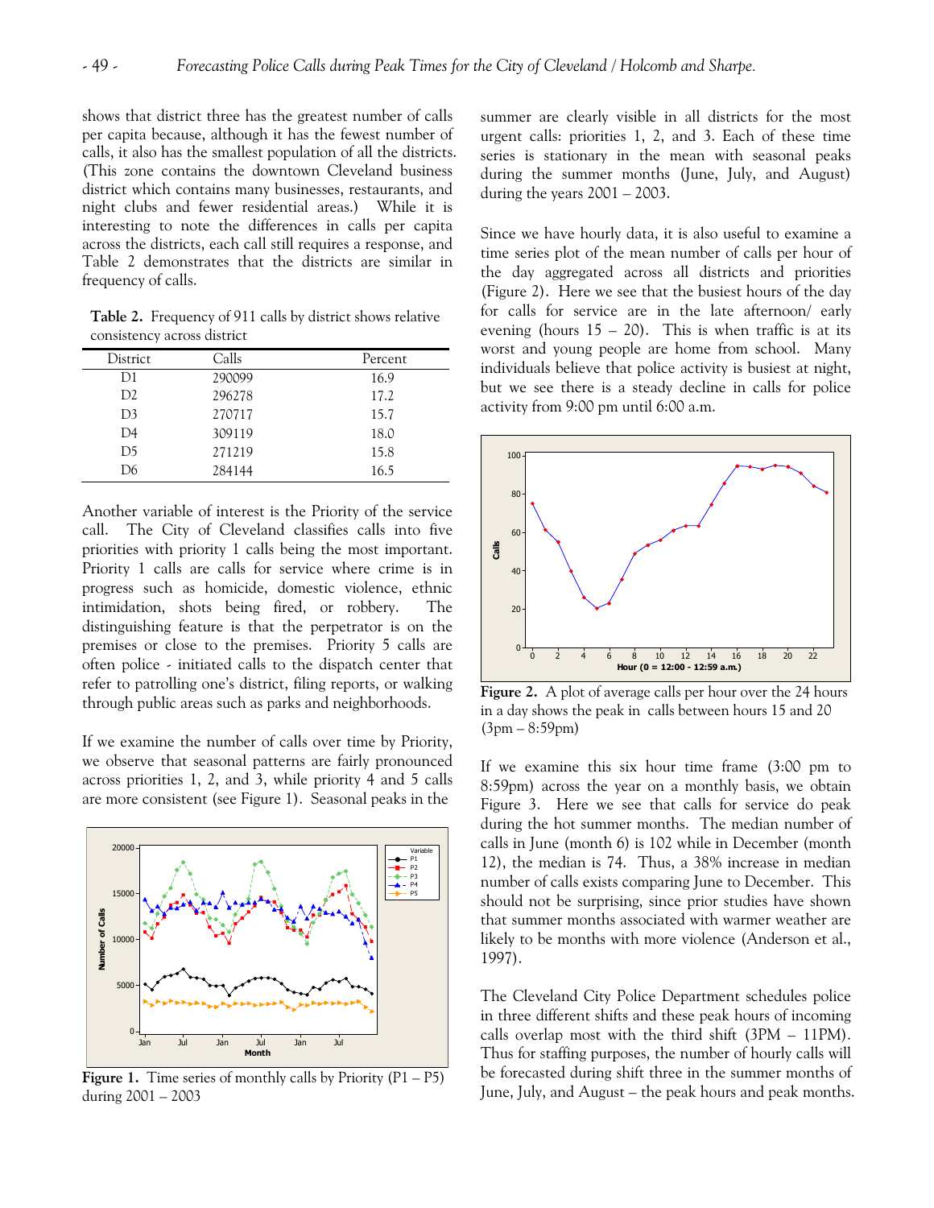shows that district three has the greatest number of calls per capita because, although it has the fewest number of calls, it also has the smallest population of all the districts. (This zone contains the downtown Cleveland business district which contains many businesses, restaurants, and night clubs and fewer residential areas.) While it is interesting to note the differences in calls per capita across the districts, each call still requires a response, and Table 2 demonstrates that the districts are similar in frequency of calls.

**Table 2.** Frequency of 911 calls by district shows relative consistency across district

| District | Calls | Percent |
|---|---|---|
| D1 | 290099 | 16.9 |
| D2 | 296278 | 17.2 |
| D3 | 270717 | 15.7 |
| D4 | 309119 | 18.0 |
| D5 | 271219 | 15.8 |
| D6 | 284144 | 16.5 |

Another variable of interest is the Priority of the service call. The City of Cleveland classifies calls into five priorities with priority 1 calls being the most important. Priority 1 calls are calls for service where crime is in progress such as homicide, domestic violence, ethnic intimidation, shots being fired, or robbery. The distinguishing feature is that the perpetrator is on the premises or close to the premises. Priority 5 calls are often police - initiated calls to the dispatch center that refer to patrolling one's district, filing reports, or walking through public areas such as parks and neighborhoods.

If we examine the number of calls over time by Priority, we observe that seasonal patterns are fairly pronounced across priorities 1, 2, and 3, while priority 4 and 5 calls are more consistent (see Figure 1). Seasonal peaks in the summer are clearly visible in all districts for the most urgent calls: priorities 1, 2, and 3. Each of these time series is stationary in the mean with seasonal peaks during the summer months (June, July, and August) during the years 2001 – 2003.

**Figure 1.** Time series of monthly calls by Priority (P1 – P5) during 2001 – 2003

Since we have hourly data, it is also useful to examine a time series plot of the mean number of calls per hour of the day aggregated across all districts and priorities (Figure 2). Here we see that the busiest hours of the day for calls for service are in the late afternoon/ early evening (hours 15 – 20). This is when traffic is at its worst and young people are home from school. Many individuals believe that police activity is busiest at night, but we see there is a steady decline in calls for police activity from 9:00 pm until 6:00 a.m.

**Figure 2.** A plot of average calls per hour over the 24 hours in a day shows the peak in calls between hours 15 and 20 (3pm – 8:59pm)

If we examine this six hour time frame (3:00 pm to 8:59pm) across the year on a monthly basis, we obtain Figure 3. Here we see that calls for service do peak during the hot summer months. The median number of calls in June (month 6) is 102 while in December (month 12), the median is 74. Thus, a 38% increase in median number of calls exists comparing June to December. This should not be surprising, since prior studies have shown that summer months associated with warmer weather are likely to be months with more violence (Anderson et al., 1997).

The Cleveland City Police Department schedules police in three different shifts and these peak hours of incoming calls overlap most with the third shift (3PM – 11PM). Thus for staffing purposes, the number of hourly calls will be forecasted during shift three in the summer months of June, July, and August – the peak hours and peak months.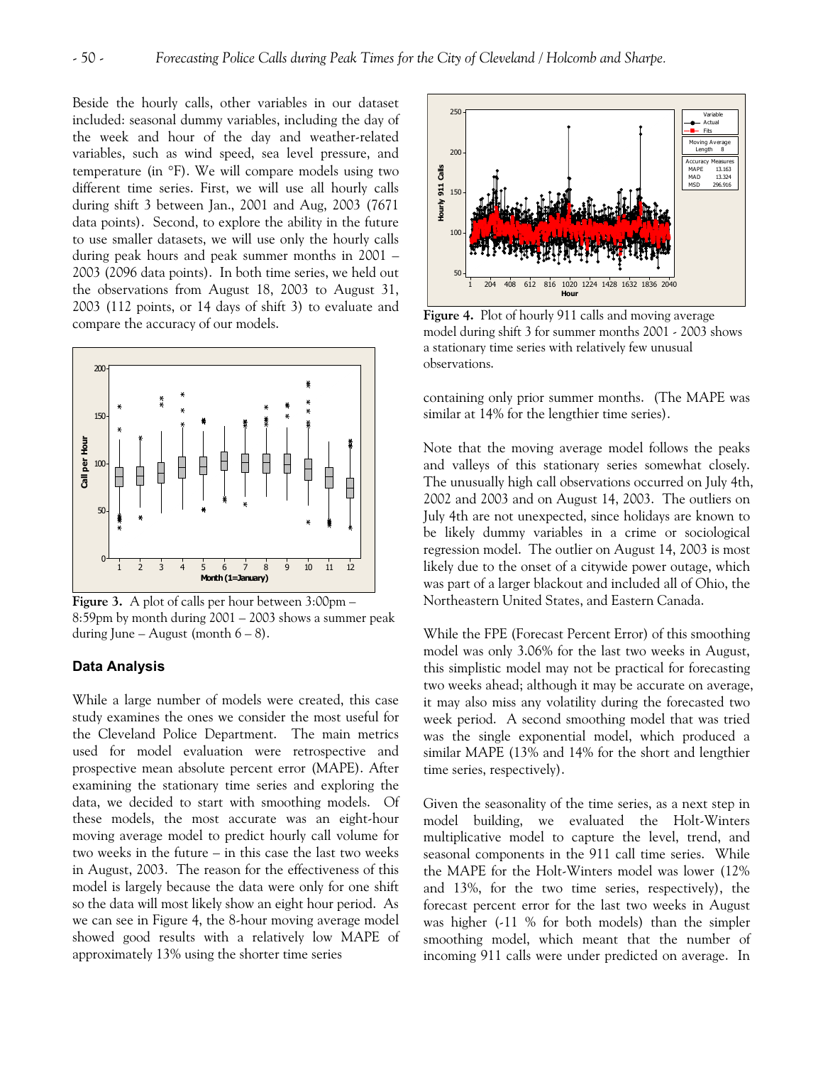Beside the hourly calls, other variables in our dataset included: seasonal dummy variables, including the day of the week and hour of the day and weather-related variables, such as wind speed, sea level pressure, and temperature (in °F). We will compare models using two different time series. First, we will use all hourly calls during shift 3 between Jan., 2001 and Aug, 2003 (7671 data points). Second, to explore the ability in the future to use smaller datasets, we will use only the hourly calls during peak hours and peak summer months in 2001 – 2003 (2096 data points). In both time series, we held out the observations from August 18, 2003 to August 31, 2003 (112 points, or 14 days of shift 3) to evaluate and compare the accuracy of our models.

**Figure 3.** A plot of calls per hour between 3:00pm – 8:59pm by month during 2001 – 2003 shows a summer peak during June – August (month 6 – 8).

## Data Analysis

While a large number of models were created, this case study examines the ones we consider the most useful for the Cleveland Police Department. The main metrics used for model evaluation were retrospective and prospective mean absolute percent error (MAPE). After examining the stationary time series and exploring the data, we decided to start with smoothing models. Of these models, the most accurate was an eight-hour moving average model to predict hourly call volume for two weeks in the future – in this case the last two weeks in August, 2003. The reason for the effectiveness of this model is largely because the data were only for one shift so the data will most likely show an eight hour period. As we can see in Figure 4, the 8-hour moving average model showed good results with a relatively low MAPE of approximately 13% using the shorter time series containing only prior summer months. (The MAPE was similar at 14% for the lengthier time series).

**Figure 4.** Plot of hourly 911 calls and moving average model during shift 3 for summer months 2001 - 2003 shows a stationary time series with relatively few unusual observations.

Note that the moving average model follows the peaks and valleys of this stationary series somewhat closely. The unusually high call observations occurred on July 4th, 2002 and 2003 and on August 14, 2003. The outliers on July 4th are not unexpected, since holidays are known to be likely dummy variables in a crime or sociological regression model. The outlier on August 14, 2003 is most likely due to the onset of a citywide power outage, which was part of a larger blackout and included all of Ohio, the Northeastern United States, and Eastern Canada.

While the FPE (Forecast Percent Error) of this smoothing model was only 3.06% for the last two weeks in August, this simplistic model may not be practical for forecasting two weeks ahead; although it may be accurate on average, it may also miss any volatility during the forecasted two week period. A second smoothing model that was tried was the single exponential model, which produced a similar MAPE (13% and 14% for the short and lengthier time series, respectively).

Given the seasonality of the time series, as a next step in model building, we evaluated the Holt-Winters multiplicative model to capture the level, trend, and seasonal components in the 911 call time series. While the MAPE for the Holt-Winters model was lower (12% and 13%, for the two time series, respectively), the forecast percent error for the last two weeks in August was higher (-11 % for both models) than the simpler smoothing model, which meant that the number of incoming 911 calls were under predicted on average. In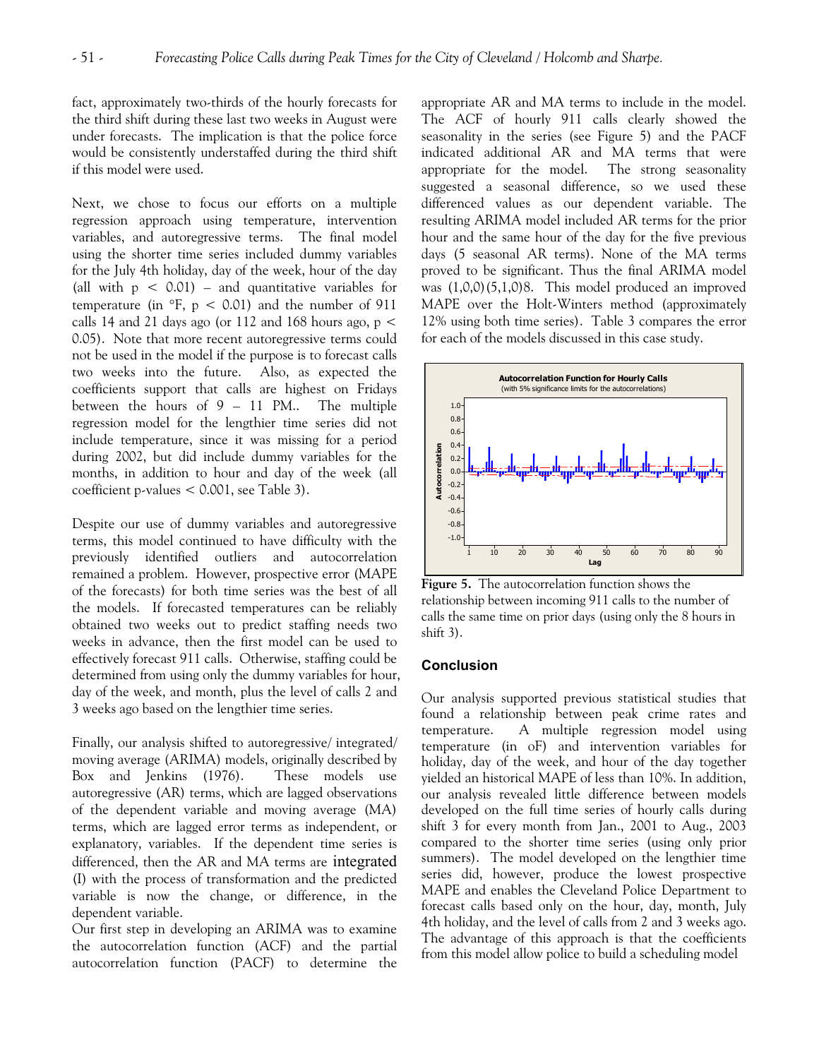fact, approximately two-thirds of the hourly forecasts for the third shift during these last two weeks in August were under forecasts. The implication is that the police force would be consistently understaffed during the third shift if this model were used.

Next, we chose to focus our efforts on a multiple regression approach using temperature, intervention variables, and autoregressive terms. The final model using the shorter time series included dummy variables for the July 4th holiday, day of the week, hour of the day (all with $p < 0.01$) – and quantitative variables for temperature (in °F, $p < 0.01$) and the number of 911 calls 14 and 21 days ago (or 112 and 168 hours ago, $p < 0.05$). Note that more recent autoregressive terms could not be used in the model if the purpose is to forecast calls two weeks into the future. Also, as expected the coefficients support that calls are highest on Fridays between the hours of 9 – 11 PM.. The multiple regression model for the lengthier time series did not include temperature, since it was missing for a period during 2002, but did include dummy variables for the months, in addition to hour and day of the week (all coefficient p-values < 0.001, see Table 3).

Despite our use of dummy variables and autoregressive terms, this model continued to have difficulty with the previously identified outliers and autocorrelation remained a problem. However, prospective error (MAPE of the forecasts) for both time series was the best of all the models. If forecasted temperatures can be reliably obtained two weeks out to predict staffing needs two weeks in advance, then the first model can be used to effectively forecast 911 calls. Otherwise, staffing could be determined from using only the dummy variables for hour, day of the week, and month, plus the level of calls 2 and 3 weeks ago based on the lengthier time series.

Finally, our analysis shifted to autoregressive/ integrated/ moving average (ARIMA) models, originally described by Box and Jenkins (1976). These models use autoregressive (AR) terms, which are lagged observations of the dependent variable and moving average (MA) terms, which are lagged error terms as independent, or explanatory, variables. If the dependent time series is differenced, then the AR and MA terms are integrated (I) with the process of transformation and the predicted variable is now the change, or difference, in the dependent variable.

Our first step in developing an ARIMA was to examine the autocorrelation function (ACF) and the partial autocorrelation function (PACF) to determine the appropriate AR and MA terms to include in the model. The ACF of hourly 911 calls clearly showed the seasonality in the series (see Figure 5) and the PACF indicated additional AR and MA terms that were appropriate for the model. The strong seasonality suggested a seasonal difference, so we used these differenced values as our dependent variable. The resulting ARIMA model included AR terms for the prior hour and the same hour of the day for the five previous days (5 seasonal AR terms). None of the MA terms proved to be significant. Thus the final ARIMA model was $(1,0,0)(5,1,0)8$. This model produced an improved MAPE over the Holt-Winters method (approximately 12% using both time series). Table 3 compares the error for each of the models discussed in this case study.

**Figure 5.** The autocorrelation function shows the relationship between incoming 911 calls to the number of calls the same time on prior days (using only the 8 hours in shift 3).

## Conclusion

Our analysis supported previous statistical studies that found a relationship between peak crime rates and temperature. A multiple regression model using temperature (in oF) and intervention variables for holiday, day of the week, and hour of the day together yielded an historical MAPE of less than 10%. In addition, our analysis revealed little difference between models developed on the full time series of hourly calls during shift 3 for every month from Jan., 2001 to Aug., 2003 compared to the shorter time series (using only prior summers). The model developed on the lengthier time series did, however, produce the lowest prospective MAPE and enables the Cleveland Police Department to forecast calls based only on the hour, day, month, July 4th holiday, and the level of calls from 2 and 3 weeks ago. The advantage of this approach is that the coefficients from this model allow police to build a scheduling model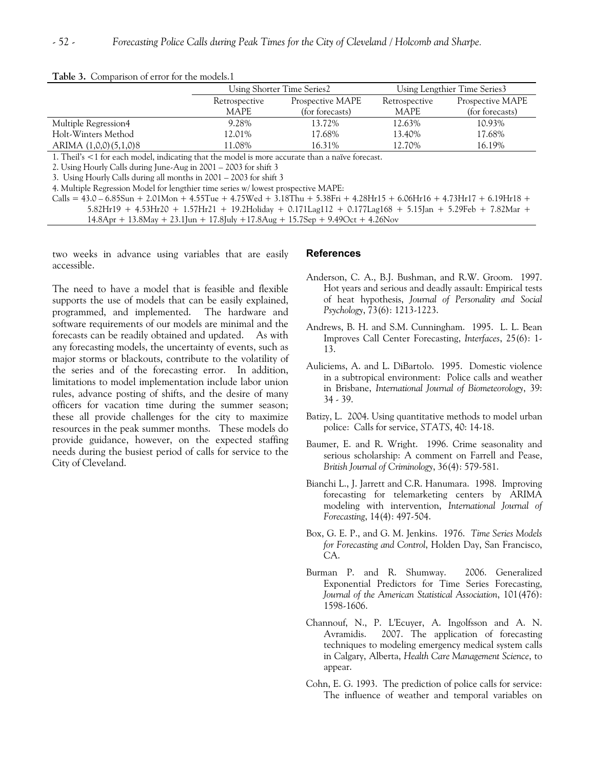**Table 3.** Comparison of error for the models.1

| | Using Shorter Time Series2 | | Using Lengthier Time Series3 | |
|---|---|---|---|---|
| | Retrospective MAPE | Prospective MAPE (for forecasts) | Retrospective MAPE | Prospective MAPE (for forecasts) |
| Multiple Regression4 | 9.28% | 13.72% | 12.63% | 10.93% |
| Holt-Winters Method | 12.01% | 17.68% | 13.40% | 17.68% |
| ARIMA (1,0,0)(5,1,0)8 | 11.08% | 16.31% | 12.70% | 16.19% |

1. Theil's <1 for each model, indicating that the model is more accurate than a naïve forecast.
2. Using Hourly Calls during June-Aug in 2001 – 2003 for shift 3
3. Using Hourly Calls during all months in 2001 – 2003 for shift 3
4. Multiple Regression Model for lengthier time series w/ lowest prospective MAPE:

Calls = 43.0 – 6.85Sun + 2.01Mon + 4.55Tue + 4.75Wed + 3.18Thu + 5.38Fri + 4.28Hr15 + 6.06Hr16 + 4.73Hr17 + 6.19Hr18 + 5.82Hr19 + 4.53Hr20 + 1.57Hr21 + 19.2Holiday + 0.171Lag112 + 0.177Lag168 + 5.15Jan + 5.29Feb + 7.82Mar + 14.8Apr + 13.8May + 23.1Jun + 17.8July +17.8Aug + 15.7Sep + 9.49Oct + 4.26Nov

two weeks in advance using variables that are easily accessible.

The need to have a model that is feasible and flexible supports the use of models that can be easily explained, programmed, and implemented. The hardware and software requirements of our models are minimal and the forecasts can be readily obtained and updated. As with any forecasting models, the uncertainty of events, such as major storms or blackouts, contribute to the volatility of the series and of the forecasting error. In addition, limitations to model implementation include labor union rules, advance posting of shifts, and the desire of many officers for vacation time during the summer season; these all provide challenges for the city to maximize resources in the peak summer months. These models do provide guidance, however, on the expected staffing needs during the busiest period of calls for service to the City of Cleveland.

## References

Anderson, C. A., B.J. Bushman, and R.W. Groom. 1997. Hot years and serious and deadly assault: Empirical tests of heat hypothesis, *Journal of Personality and Social Psychology*, 73(6): 1213-1223.

Andrews, B. H. and S.M. Cunningham. 1995. L. L. Bean Improves Call Center Forecasting, *Interfaces*, 25(6): 1-13.

Auliciems, A. and L. DiBartolo. 1995. Domestic violence in a subtropical environment: Police calls and weather in Brisbane, *International Journal of Biometeorology*, 39: 34 - 39.

Batizy, L. 2004. Using quantitative methods to model urban police: Calls for service, *STATS*, 40: 14-18.

Baumer, E. and R. Wright. 1996. Crime seasonality and serious scholarship: A comment on Farrell and Pease, *British Journal of Criminology*, 36(4): 579-581.

Bianchi L., J. Jarrett and C.R. Hanumara. 1998. Improving forecasting for telemarketing centers by ARIMA modeling with intervention, *International Journal of Forecasting*, 14(4): 497-504.

Box, G. E. P., and G. M. Jenkins. 1976. *Time Series Models for Forecasting and Control*, Holden Day, San Francisco, CA.

Burman P. and R. Shumway. 2006. Generalized Exponential Predictors for Time Series Forecasting, *Journal of the American Statistical Association*, 101(476): 1598-1606.

Channouf, N., P. L'Ecuyer, A. Ingolfsson and A. N. Avramidis. 2007. The application of forecasting techniques to modeling emergency medical system calls in Calgary, Alberta, *Health Care Management Science*, to appear.

Cohn, E. G. 1993. The prediction of police calls for service: The influence of weather and temporal variables on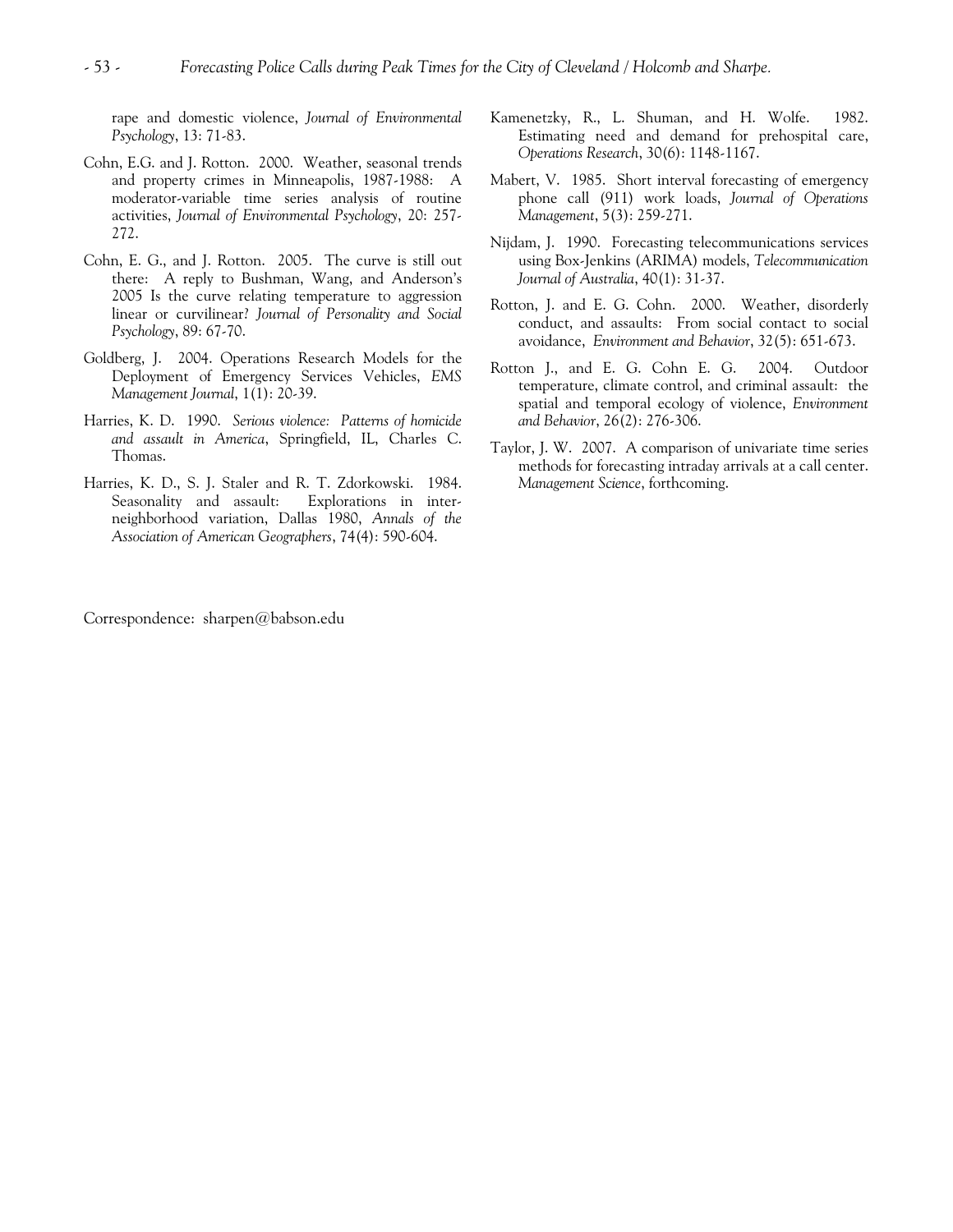rape and domestic violence, *Journal of Environmental Psychology*, 13: 71-83.

Cohn, E.G. and J. Rotton. 2000. Weather, seasonal trends and property crimes in Minneapolis, 1987-1988: A moderator-variable time series analysis of routine activities, *Journal of Environmental Psychology*, 20: 257-272.

Cohn, E. G., and J. Rotton. 2005. The curve is still out there: A reply to Bushman, Wang, and Anderson's 2005 Is the curve relating temperature to aggression linear or curvilinear? *Journal of Personality and Social Psychology*, 89: 67-70.

Goldberg, J. 2004. Operations Research Models for the Deployment of Emergency Services Vehicles, *EMS Management Journal*, 1(1): 20-39.

Harries, K. D. 1990. *Serious violence: Patterns of homicide and assault in America*, Springfield, IL, Charles C. Thomas.

Harries, K. D., S. J. Staler and R. T. Zdorkowski. 1984. Seasonality and assault: Explorations in inter-neighborhood variation, Dallas 1980, *Annals of the Association of American Geographers*, 74(4): 590-604.

Kamenetzky, R., L. Shuman, and H. Wolfe. 1982. Estimating need and demand for prehospital care, *Operations Research*, 30(6): 1148-1167.

Mabert, V. 1985. Short interval forecasting of emergency phone call (911) work loads, *Journal of Operations Management*, 5(3): 259-271.

Nijdam, J. 1990. Forecasting telecommunications services using Box-Jenkins (ARIMA) models, *Telecommunication Journal of Australia*, 40(1): 31-37.

Rotton, J. and E. G. Cohn. 2000. Weather, disorderly conduct, and assaults: From social contact to social avoidance, *Environment and Behavior*, 32(5): 651-673.

Rotton J., and E. G. Cohn E. G. 2004. Outdoor temperature, climate control, and criminal assault: the spatial and temporal ecology of violence, *Environment and Behavior*, 26(2): 276-306.

Taylor, J. W. 2007. A comparison of univariate time series methods for forecasting intraday arrivals at a call center. *Management Science*, forthcoming.

Correspondence: sharpen@babson.edu